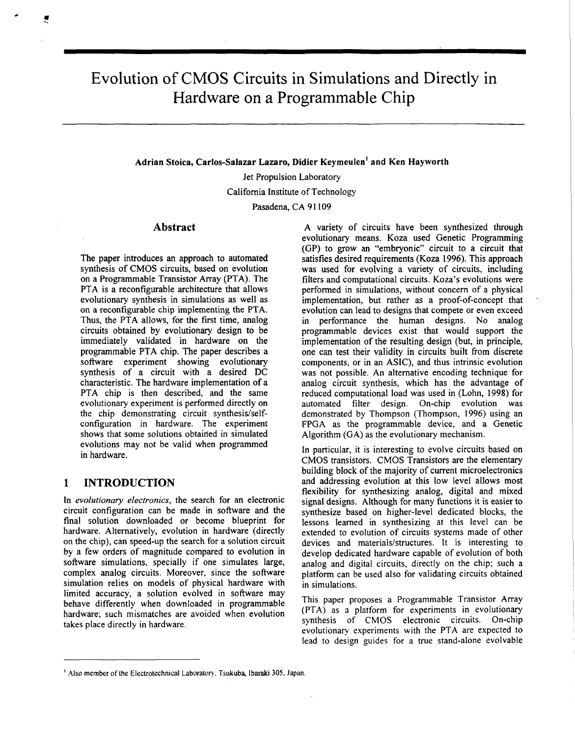# Evolution of CMOS Circuits in Simulations and Directly in Hardware on a Programmable Chip

**Adrian Stoica, Carlos-Salazar Lazaro, Didier Keymeulen[1] and Ken Hayworth**

Jet Propulsion Laboratory
California Institute of Technology
Pasadena, CA 91109

## Abstract

The paper introduces an approach to automated synthesis of CMOS circuits, based on evolution on a Programmable Transistor Array (PTA). The PTA is a reconfigurable architecture that allows evolutionary synthesis in simulations as well as on a reconfigurable chip implementing the PTA. Thus, the PTA allows, for the first time, analog circuits obtained by evolutionary design to be immediately validated in hardware on the programmable PTA chip. The paper describes a software experiment showing evolutionary synthesis of a circuit with a desired DC characteristic. The hardware implementation of a PTA chip is then described, and the same evolutionary experiment is performed directly on the chip demonstrating circuit synthesis/self-configuration in hardware. The experiment shows that some solutions obtained in simulated evolutions may not be valid when programmed in hardware.

## 1 INTRODUCTION

In *evolutionary electronics*, the search for an electronic circuit configuration can be made in software and the final solution downloaded or become blueprint for hardware. Alternatively, evolution in hardware (directly on the chip), can speed-up the search for a solution circuit by a few orders of magnitude compared to evolution in software simulations, specially if one simulates large, complex analog circuits. Moreover, since the software simulation relies on models of physical hardware with limited accuracy, a solution evolved in software may behave differently when downloaded in programmable hardware; such mismatches are avoided when evolution takes place directly in hardware.

A variety of circuits have been synthesized through evolutionary means. Koza used Genetic Programming (GP) to grow an "embryonic" circuit to a circuit that satisfies desired requirements (Koza 1996). This approach was used for evolving a variety of circuits, including filters and computational circuits. Koza's evolutions were performed in simulations, without concern of a physical implementation, but rather as a proof-of-concept that evolution can lead to designs that compete or even exceed in performance the human designs. No analog programmable devices exist that would support the implementation of the resulting design (but, in principle, one can test their validity in circuits built from discrete components, or in an ASIC), and thus intrinsic evolution was not possible. An alternative encoding technique for analog circuit synthesis, which has the advantage of reduced computational load was used in (Lohn, 1998) for automated filter design. On-chip evolution was demonstrated by Thompson (Thompson, 1996) using an FPGA as the programmable device, and a Genetic Algorithm (GA) as the evolutionary mechanism.

In particular, it is interesting to evolve circuits based on CMOS transistors. CMOS Transistors are the elementary building block of the majority of current microelectronics and addressing evolution at this low level allows most flexibility for synthesizing analog, digital and mixed signal designs. Although for many functions it is easier to synthesize based on higher-level dedicated blocks, the lessons learned in synthesizing at this level can be extended to evolution of circuits systems made of other devices and materials/structures. It is interesting to develop dedicated hardware capable of evolution of both analog and digital circuits, directly on the chip; such a platform can be used also for validating circuits obtained in simulations.

This paper proposes a Programmable Transistor Array (PTA) as a platform for experiments in evolutionary synthesis of CMOS electronic circuits. On-chip evolutionary experiments with the PTA are expected to lead to design guides for a true stand-alone evolvable

[1] Also member of the Electrotechnical Laboratory, Tsukuba, Ibaraki 305, Japan.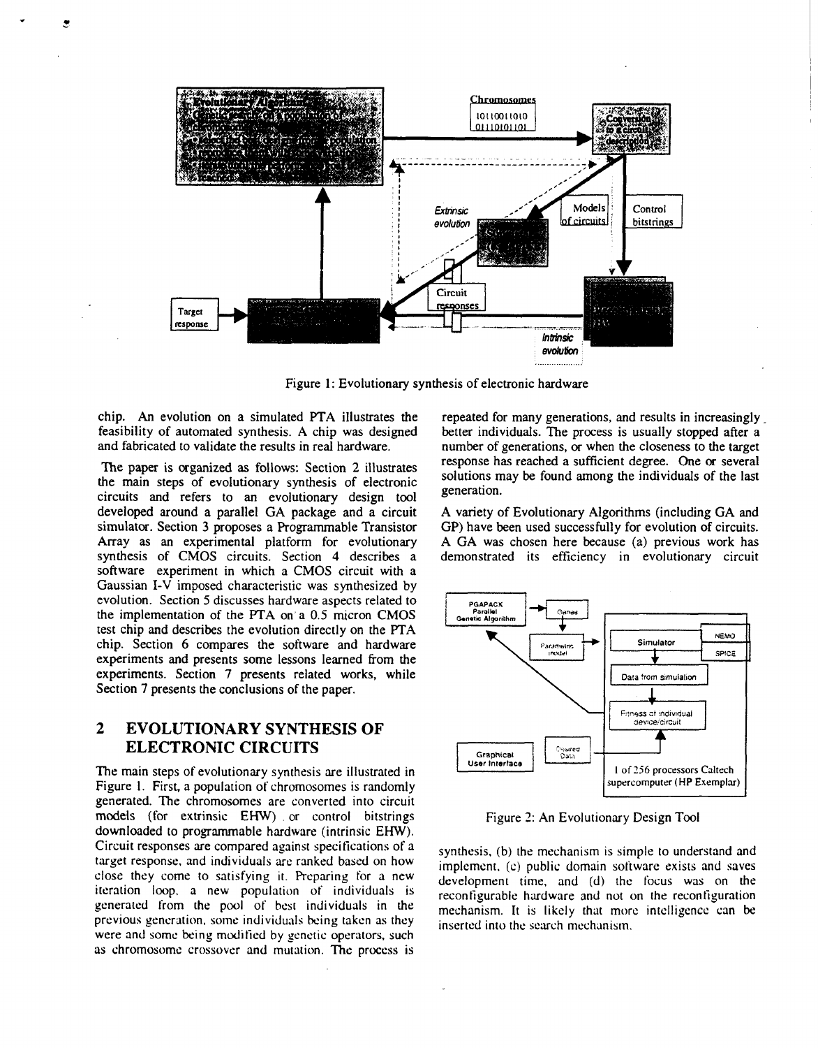Figure 1: Evolutionary synthesis of electronic hardware

chip. An evolution on a simulated PTA illustrates the feasibility of automated synthesis. A chip was designed and fabricated to validate the results in real hardware.

The paper is organized as follows: Section 2 illustrates the main steps of evolutionary synthesis of electronic circuits and refers to an evolutionary design tool developed around a parallel GA package and a circuit simulator. Section 3 proposes a Programmable Transistor Array as an experimental platform for evolutionary synthesis of CMOS circuits. Section 4 describes a software experiment in which a CMOS circuit with a Gaussian I-V imposed characteristic was synthesized by evolution. Section 5 discusses hardware aspects related to the implementation of the PTA on a 0.5 micron CMOS test chip and describes the evolution directly on the PTA chip. Section 6 compares the software and hardware experiments and presents some lessons learned from the experiments. Section 7 presents related works, while Section 7 presents the conclusions of the paper.

## 2 EVOLUTIONARY SYNTHESIS OF ELECTRONIC CIRCUITS

The main steps of evolutionary synthesis are illustrated in Figure 1. First, a population of chromosomes is randomly generated. The chromosomes are converted into circuit models (for extrinsic EHW) or control bitstrings downloaded to programmable hardware (intrinsic EHW). Circuit responses are compared against specifications of a target response, and individuals are ranked based on how close they come to satisfying it. Preparing for a new iteration loop, a new population of individuals is generated from the pool of best individuals in the previous generation, some individuals being taken as they were and some being modified by genetic operators, such as chromosome crossover and mutation. The process is repeated for many generations, and results in increasingly better individuals. The process is usually stopped after a number of generations, or when the closeness to the target response has reached a sufficient degree. One or several solutions may be found among the individuals of the last generation.

A variety of Evolutionary Algorithms (including GA and GP) have been used successfully for evolution of circuits. A GA was chosen here because (a) previous work has demonstrated its efficiency in evolutionary circuit synthesis, (b) the mechanism is simple to understand and implement, (c) public domain software exists and saves development time, and (d) the focus was on the reconfigurable hardware and not on the reconfiguration mechanism. It is likely that more intelligence can be inserted into the search mechanism.

Figure 2: An Evolutionary Design Tool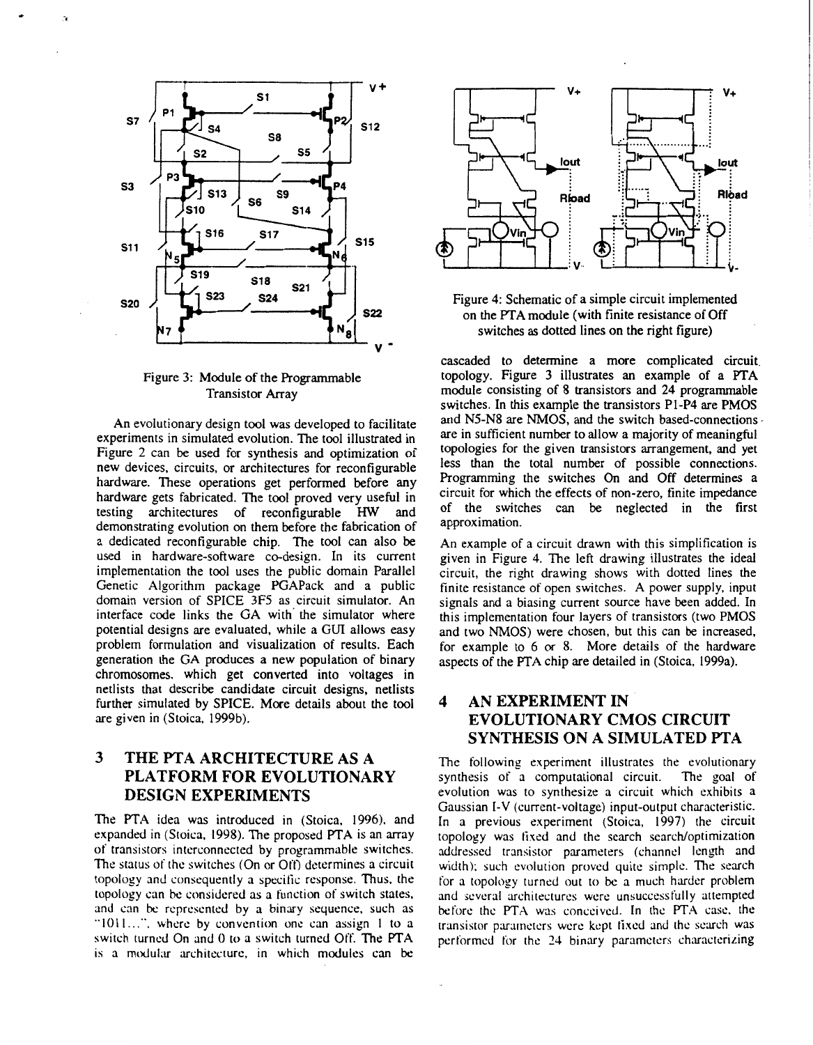Figure 3: Module of the Programmable Transistor Array

An evolutionary design tool was developed to facilitate experiments in simulated evolution. The tool illustrated in Figure 2 can be used for synthesis and optimization of new devices, circuits, or architectures for reconfigurable hardware. These operations get performed before any hardware gets fabricated. The tool proved very useful in testing architectures of reconfigurable HW and demonstrating evolution on them before the fabrication of a dedicated reconfigurable chip. The tool can also be used in hardware-software co-design. In its current implementation the tool uses the public domain Parallel Genetic Algorithm package PGAPack and a public domain version of SPICE 3F5 as circuit simulator. An interface code links the GA with the simulator where potential designs are evaluated, while a GUI allows easy problem formulation and visualization of results. Each generation the GA produces a new population of binary chromosomes, which get converted into voltages in netlists that describe candidate circuit designs, netlists further simulated by SPICE. More details about the tool are given in (Stoica, 1999b).

## 3 THE PTA ARCHITECTURE AS A PLATFORM FOR EVOLUTIONARY DESIGN EXPERIMENTS

The PTA idea was introduced in (Stoica, 1996), and expanded in (Stoica, 1998). The proposed PTA is an array of transistors interconnected by programmable switches. The status of the switches (On or Off) determines a circuit topology and consequently a specific response. Thus, the topology can be considered as a function of switch states, and can be represented by a binary sequence, such as "1011...", where by convention one can assign 1 to a switch turned On and 0 to a switch turned Off. The PTA is a modular architecture, in which modules can be cascaded to determine a more complicated circuit topology. Figure 3 illustrates an example of a PTA module consisting of 8 transistors and 24 programmable switches. In this example the transistors P1-P4 are PMOS and N5-N8 are NMOS, and the switch based-connections are in sufficient number to allow a majority of meaningful topologies for the given transistors arrangement, and yet less than the total number of possible connections. Programming the switches On and Off determines a circuit for which the effects of non-zero, finite impedance of the switches can be neglected in the first approximation.

Figure 4: Schematic of a simple circuit implemented on the PTA module (with finite resistance of Off switches as dotted lines on the right figure)

An example of a circuit drawn with this simplification is given in Figure 4. The left drawing illustrates the ideal circuit, the right drawing shows with dotted lines the finite resistance of open switches. A power supply, input signals and a biasing current source have been added. In this implementation four layers of transistors (two PMOS and two NMOS) were chosen, but this can be increased, for example to 6 or 8. More details of the hardware aspects of the PTA chip are detailed in (Stoica, 1999a).

## 4 AN EXPERIMENT IN EVOLUTIONARY CMOS CIRCUIT SYNTHESIS ON A SIMULATED PTA

The following experiment illustrates the evolutionary synthesis of a computational circuit. The goal of evolution was to synthesize a circuit which exhibits a Gaussian I-V (current-voltage) input-output characteristic. In a previous experiment (Stoica, 1997) the circuit topology was fixed and the search search/optimization addressed transistor parameters (channel length and width); such evolution proved quite simple. The search for a topology turned out to be a much harder problem and several architectures were unsuccessfully attempted before the PTA was conceived. In the PTA case, the transistor parameters were kept fixed and the search was performed for the 24 binary parameters characterizing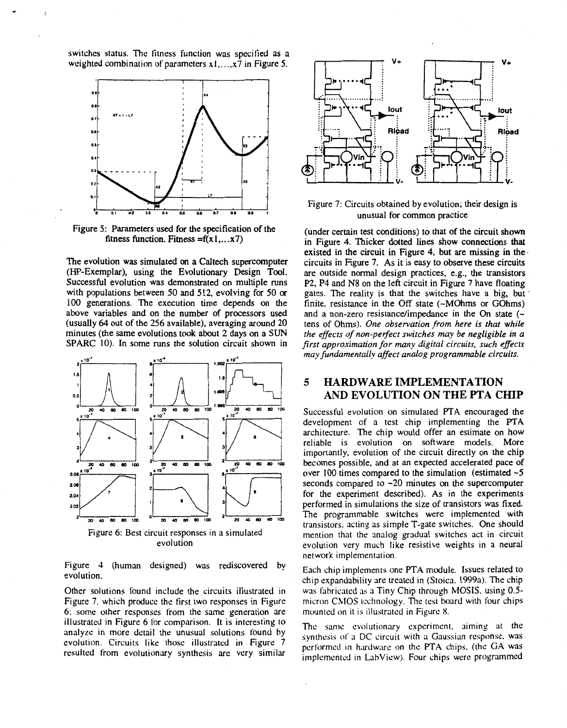switches status. The fitness function was specified as a weighted combination of parameters x1,...,x7 in Figure 5.

Figure 5: Parameters used for the specification of the fitness function. Fitness =f(x1,...x7)

The evolution was simulated on a Caltech supercomputer (HP-Exemplar), using the Evolutionary Design Tool. Successful evolution was demonstrated on multiple runs with populations between 50 and 512, evolving for 50 or 100 generations. The execution time depends on the above variables and on the number of processors used (usually 64 out of the 256 available), averaging around 20 minutes (the same evolutions took about 2 days on a SUN SPARC 10). In some runs the solution circuit shown in Figure 4 (human designed) was rediscovered by evolution.

Figure 6: Best circuit responses in a simulated evolution

Other solutions found include the circuits illustrated in Figure 7, which produce the first two responses in Figure 6; some other responses from the same generation are illustrated in Figure 6 for comparison. It is interesting to analyze in more detail the unusual solutions found by evolution. Circuits like those illustrated in Figure 7 resulted from evolutionary synthesis are very similar (under certain test conditions) to that of the circuit shown in Figure 4. Thicker dotted lines show connections that existed in the circuit in Figure 4, but are missing in the circuits in Figure 7. As it is easy to observe these circuits are outside normal design practices, e.g., the transistors P2, P4 and N8 on the left circuit in Figure 7 have floating gates. The reality is that the switches have a big, but finite, resistance in the Off state (~MOhms or GOhms) and a non-zero resistance/impedance in the On state (~ tens of Ohms). *One observation from here is that while the effects of non-perfect switches may be negligible in a first approximation for many digital circuits, such effects may fundamentally affect analog programmable circuits.*

Figure 7: Circuits obtained by evolution; their design is unusual for common practice

## 5 HARDWARE IMPLEMENTATION AND EVOLUTION ON THE PTA CHIP

Successful evolution on simulated PTA encouraged the development of a test chip implementing the PTA architecture. The chip would offer an estimate on how reliable is evolution on software models. More importantly, evolution of the circuit directly on the chip becomes possible, and at an expected accelerated pace of over 100 times compared to the simulation (estimated ~5 seconds compared to ~20 minutes on the supercomputer for the experiment described). As in the experiments performed in simulations the size of transistors was fixed. The programmable switches were implemented with transistors, acting as simple T-gate switches. One should mention that the analog gradual switches act in circuit evolution very much like resistive weights in a neural network implementation.

Each chip implements one PTA module. Issues related to chip expandability are treated in (Stoica, 1999a). The chip was fabricated as a Tiny Chip through MOSIS, using 0.5-micron CMOS technology. The test board with four chips mounted on it is illustrated in Figure 8.

The same evolutionary experiment, aiming at the synthesis of a DC circuit with a Gaussian response, was performed in hardware on the PTA chips, (the GA was implemented in LabView). Four chips were programmed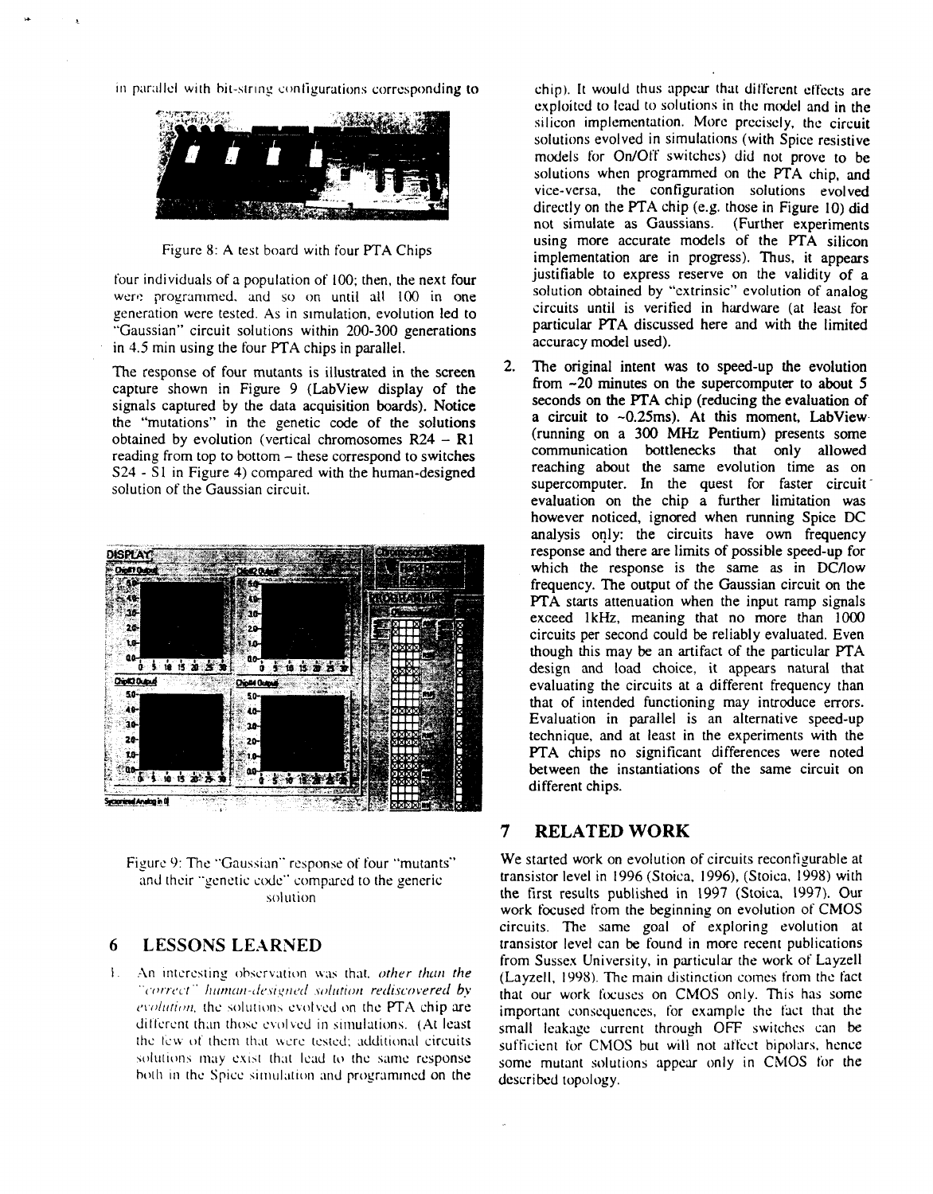in parallel with bit-string configurations corresponding to

Figure 8: A test board with four PTA Chips

four individuals of a population of 100; then, the next four were programmed, and so on until all 100 in one generation were tested. As in simulation, evolution led to "Gaussian" circuit solutions within 200-300 generations in 4.5 min using the four PTA chips in parallel.

The response of four mutants is illustrated in the screen capture shown in Figure 9 (LabView display of the signals captured by the data acquisition boards). Notice the "mutations" in the genetic code of the solutions obtained by evolution (vertical chromosomes R24 – R1 reading from top to bottom – these correspond to switches S24 - S1 in Figure 4) compared with the human-designed solution of the Gaussian circuit.

Figure 9: The "Gaussian" response of four "mutants" and their "genetic code" compared to the generic solution

## 6 LESSONS LEARNED

1. An interesting observation was that, *other than the "correct" human-designed solution rediscovered by evolution*, the solutions evolved on the PTA chip are different than those evolved in simulations. (At least the few of them that were tested; additional circuits solutions may exist that lead to the same response both in the Spice simulation and programmed on the chip). It would thus appear that different effects are exploited to lead to solutions in the model and in the silicon implementation. More precisely, the circuit solutions evolved in simulations (with Spice resistive models for On/Off switches) did not prove to be solutions when programmed on the PTA chip, and vice-versa, the configuration solutions evolved directly on the PTA chip (e.g. those in Figure 10) did not simulate as Gaussians. (Further experiments using more accurate models of the PTA silicon implementation are in progress). Thus, it appears justifiable to express reserve on the validity of a solution obtained by "extrinsic" evolution of analog circuits until is verified in hardware (at least for particular PTA discussed here and with the limited accuracy model used).

2. The original intent was to speed-up the evolution from ~20 minutes on the supercomputer to about 5 seconds on the PTA chip (reducing the evaluation of a circuit to ~0.25ms). At this moment, LabView (running on a 300 MHz Pentium) presents some communication bottlenecks that only allowed reaching about the same evolution time as on supercomputer. In the quest for faster circuit evaluation on the chip a further limitation was however noticed, ignored when running Spice DC analysis only: the circuits have own frequency response and there are limits of possible speed-up for which the response is the same as in DC/low frequency. The output of the Gaussian circuit on the PTA starts attenuation when the input ramp signals exceed 1kHz, meaning that no more than 1000 circuits per second could be reliably evaluated. Even though this may be an artifact of the particular PTA design and load choice, it appears natural that evaluating the circuits at a different frequency than that of intended functioning may introduce errors. Evaluation in parallel is an alternative speed-up technique, and at least in the experiments with the PTA chips no significant differences were noted between the instantiations of the same circuit on different chips.

## 7 RELATED WORK

We started work on evolution of circuits reconfigurable at transistor level in 1996 (Stoica, 1996), (Stoica, 1998) with the first results published in 1997 (Stoica, 1997). Our work focused from the beginning on evolution of CMOS circuits. The same goal of exploring evolution at transistor level can be found in more recent publications from Sussex University, in particular the work of Layzell (Layzell, 1998). The main distinction comes from the fact that our work focuses on CMOS only. This has some important consequences, for example the fact that the small leakage current through OFF switches can be sufficient for CMOS but will not affect bipolars, hence some mutant solutions appear only in CMOS for the described topology.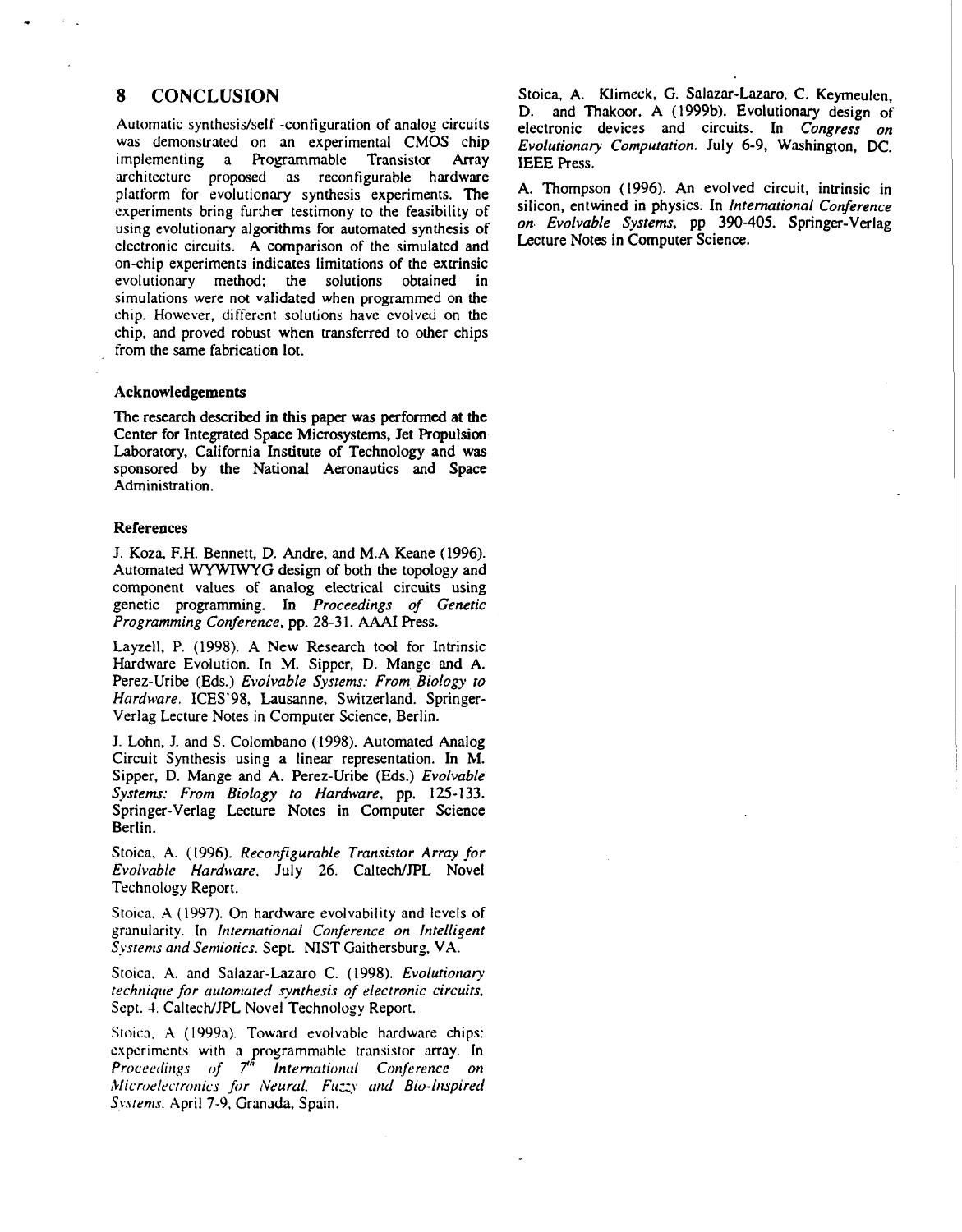## 8 CONCLUSION

Automatic synthesis/self -configuration of analog circuits was demonstrated on an experimental CMOS chip implementing a Programmable Transistor Array architecture proposed as reconfigurable hardware platform for evolutionary synthesis experiments. The experiments bring further testimony to the feasibility of using evolutionary algorithms for automated synthesis of electronic circuits. A comparison of the simulated and on-chip experiments indicates limitations of the extrinsic evolutionary method; the solutions obtained in simulations were not validated when programmed on the chip. However, different solutions have evolved on the chip, and proved robust when transferred to other chips from the same fabrication lot.

### Acknowledgements

The research described in this paper was performed at the Center for Integrated Space Microsystems, Jet Propulsion Laboratory, California Institute of Technology and was sponsored by the National Aeronautics and Space Administration.

### References

J. Koza, F.H. Bennett, D. Andre, and M.A Keane (1996). Automated WYWIWYG design of both the topology and component values of analog electrical circuits using genetic programming. In *Proceedings of Genetic Programming Conference*, pp. 28-31. AAAI Press.

Layzell, P. (1998). A New Research tool for Intrinsic Hardware Evolution. In M. Sipper, D. Mange and A. Perez-Uribe (Eds.) *Evolvable Systems: From Biology to Hardware*. ICES'98, Lausanne, Switzerland. Springer-Verlag Lecture Notes in Computer Science, Berlin.

J. Lohn, J. and S. Colombano (1998). Automated Analog Circuit Synthesis using a linear representation. In M. Sipper, D. Mange and A. Perez-Uribe (Eds.) *Evolvable Systems: From Biology to Hardware*, pp. 125-133. Springer-Verlag Lecture Notes in Computer Science Berlin.

Stoica, A. (1996). *Reconfigurable Transistor Array for Evolvable Hardware*, July 26. Caltech/JPL Novel Technology Report.

Stoica, A (1997). On hardware evolvability and levels of granularity. In *International Conference on Intelligent Systems and Semiotics*. Sept. NIST Gaithersburg, VA.

Stoica, A. and Salazar-Lazaro C. (1998). *Evolutionary technique for automated synthesis of electronic circuits*, Sept. 4. Caltech/JPL Novel Technology Report.

Stoica, A (1999a). Toward evolvable hardware chips: experiments with a programmable transistor array. In *Proceedings of 7th International Conference on Microelectronics for Neural, Fuzzy and Bio-Inspired Systems*. April 7-9, Granada, Spain.

Stoica, A. Klimeck, G. Salazar-Lazaro, C. Keymeulen, D. and Thakoor, A (1999b). Evolutionary design of electronic devices and circuits. In *Congress on Evolutionary Computation*. July 6-9, Washington, DC. IEEE Press.

A. Thompson (1996). An evolved circuit, intrinsic in silicon, entwined in physics. In *International Conference on Evolvable Systems*, pp 390-405. Springer-Verlag Lecture Notes in Computer Science.